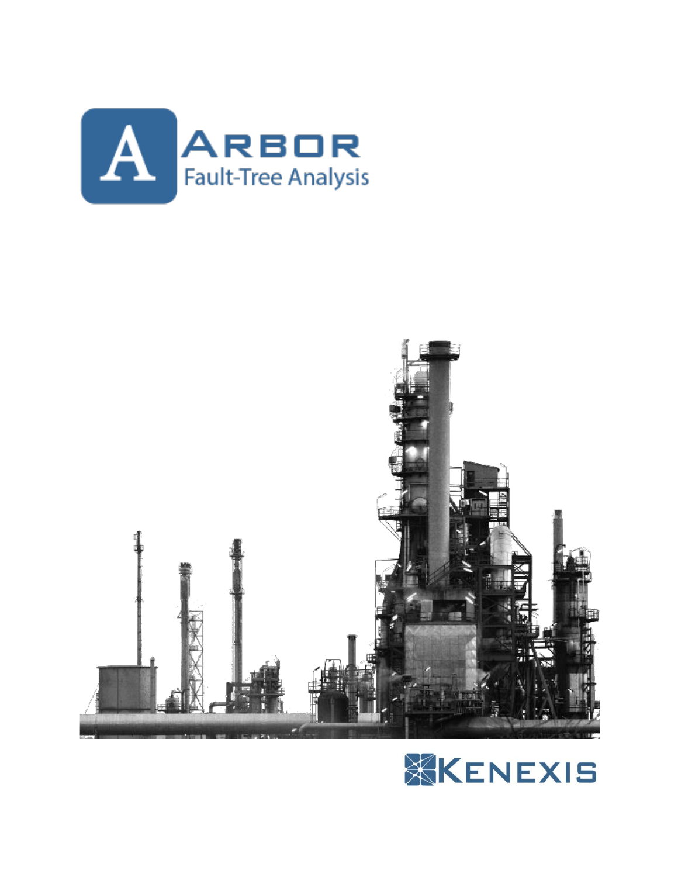# ARBOR

## Fault-Tree Analysis

KENEXIS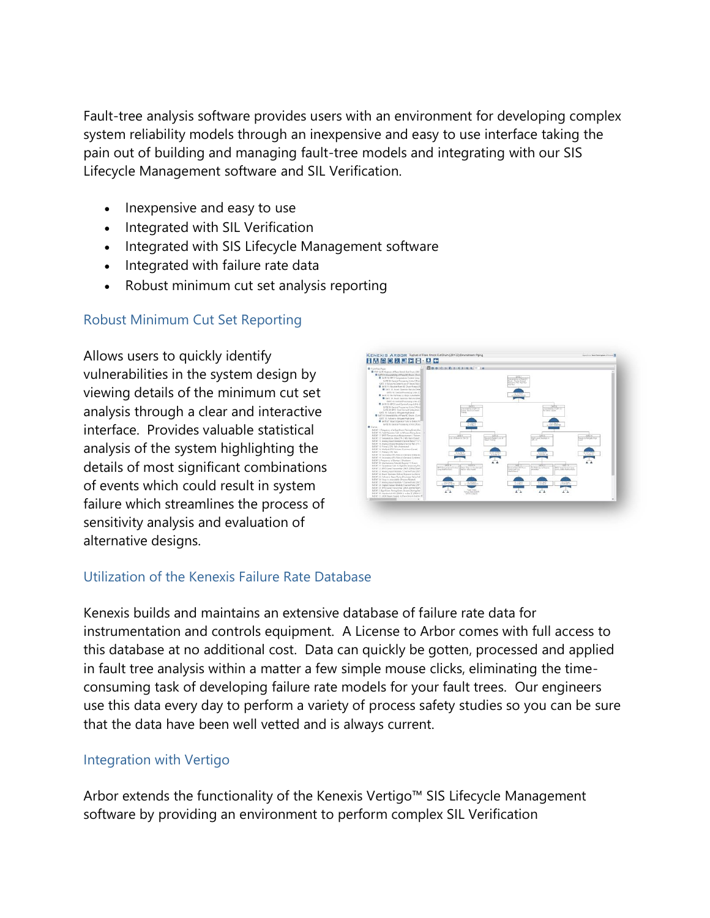Fault-tree analysis software provides users with an environment for developing complex system reliability models through an inexpensive and easy to use interface taking the pain out of building and managing fault-tree models and integrating with our SIS Lifecycle Management software and SIL Verification.

- Inexpensive and easy to use
- Integrated with SIL Verification
- Integrated with SIS Lifecycle Management software
- Integrated with failure rate data
- Robust minimum cut set analysis reporting

### Robust Minimum Cut Set Reporting

Allows users to quickly identify vulnerabilities in the system design by viewing details of the minimum cut set analysis through a clear and interactive interface. Provides valuable statistical analysis of the system highlighting the details of most significant combinations of events which could result in system failure which streamlines the process of sensitivity analysis and evaluation of alternative designs.

### Utilization of the Kenexis Failure Rate Database

Kenexis builds and maintains an extensive database of failure rate data for instrumentation and controls equipment. A License to Arbor comes with full access to this database at no additional cost. Data can quickly be gotten, processed and applied in fault tree analysis within a matter a few simple mouse clicks, eliminating the time-consuming task of developing failure rate models for your fault trees. Our engineers use this data every day to perform a variety of process safety studies so you can be sure that the data have been well vetted and is always current.

### Integration with Vertigo

Arbor extends the functionality of the Kenexis Vertigo™ SIS Lifecycle Management software by providing an environment to perform complex SIL Verification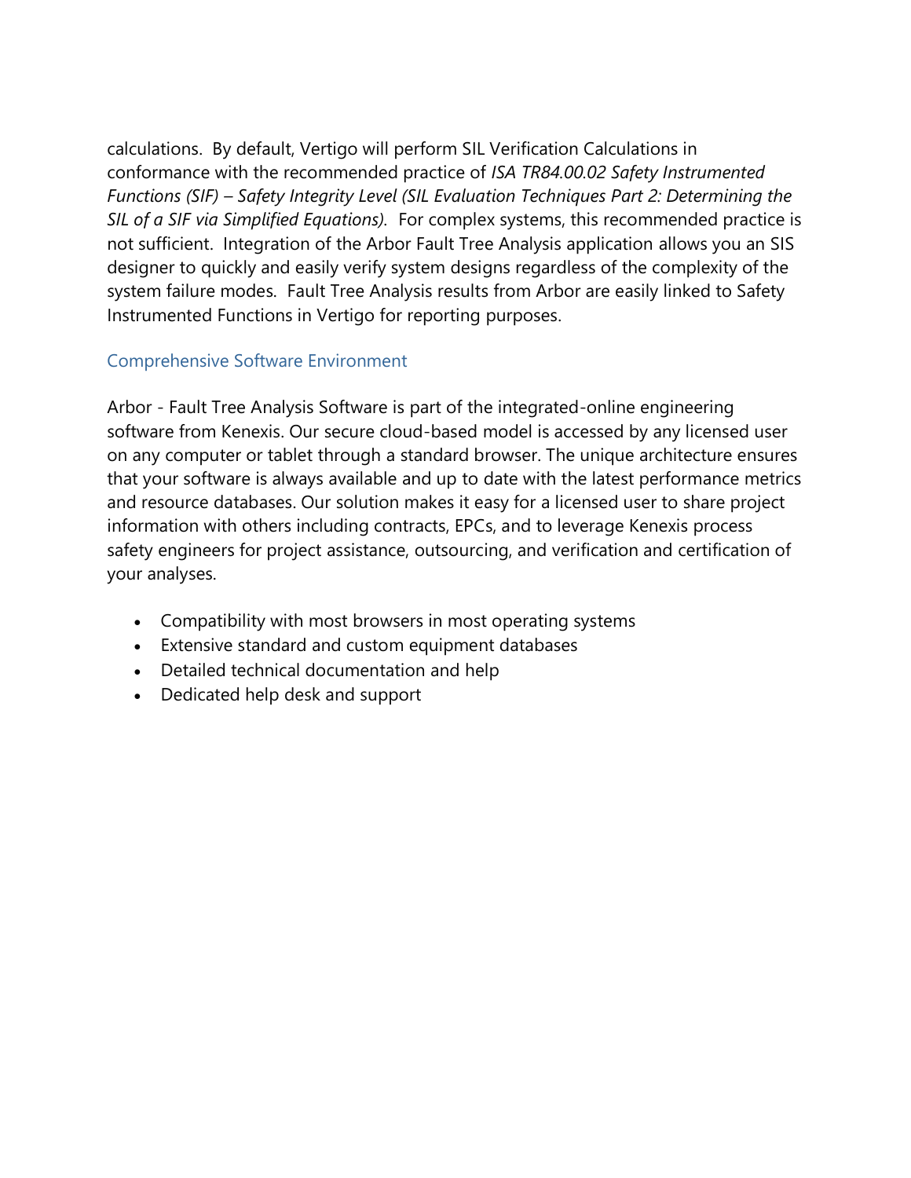calculations. By default, Vertigo will perform SIL Verification Calculations in conformance with the recommended practice of *ISA TR84.00.02 Safety Instrumented Functions (SIF) – Safety Integrity Level (SIL Evaluation Techniques Part 2: Determining the SIL of a SIF via Simplified Equations).* For complex systems, this recommended practice is not sufficient. Integration of the Arbor Fault Tree Analysis application allows you an SIS designer to quickly and easily verify system designs regardless of the complexity of the system failure modes. Fault Tree Analysis results from Arbor are easily linked to Safety Instrumented Functions in Vertigo for reporting purposes.

## Comprehensive Software Environment

Arbor - Fault Tree Analysis Software is part of the integrated-online engineering software from Kenexis. Our secure cloud-based model is accessed by any licensed user on any computer or tablet through a standard browser. The unique architecture ensures that your software is always available and up to date with the latest performance metrics and resource databases. Our solution makes it easy for a licensed user to share project information with others including contracts, EPCs, and to leverage Kenexis process safety engineers for project assistance, outsourcing, and verification and certification of your analyses.

- Compatibility with most browsers in most operating systems
- Extensive standard and custom equipment databases
- Detailed technical documentation and help
- Dedicated help desk and support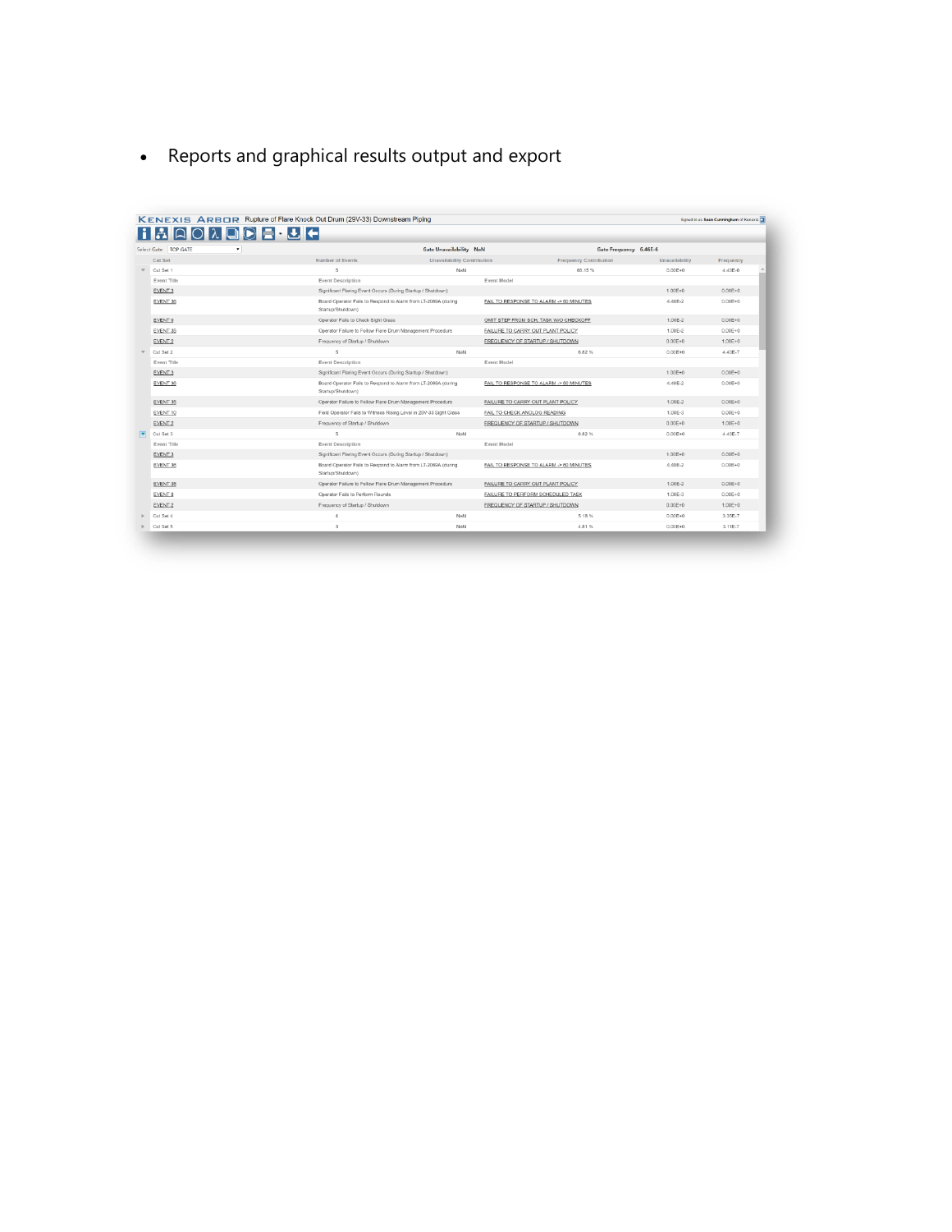- Reports and graphical results output and export

KENEXIS ARBOR Rupture of Flare Knock Out Drum (29V-33) Downstream Piping

Select Gate: TOP GATE | Gate Unavailability: NaN | Gate Frequency: 6.46E-6

| Cut Set | Number of Events | Unavailability Contribution | Frequency Contribution | Unavailability | Frequency |
|---|---|---|---|---|---|
| Cut Set 1 | 5 | NaN | 68.15 % | 0.00E+0 | 4.40E-6 |
| Event Title | Event Description | Event Model | | | |
| EVENT 3 | Significant Flaring Event Occurs (During Startup / Shutdown) | | | 1.00E+0 | 0.00E+0 |
| EVENT 36 | Board Operator Fails to Respond to Alarm from LT-2069A (during Startup/Shutdown) | FAIL TO RESPONSE TO ALARM -> 60 MINUTES | | 4.40E-2 | 0.00E+0 |
| EVENT 9 | Operator Fails to Check Sight Glass | OMIT STEP FROM SCH. TASK W/O CHECKOFF | | 1.00E-2 | 0.00E+0 |
| EVENT 35 | Operator Failure to Follow Flare Drum Management Procedure | FAILURE TO CARRY OUT PLANT POLICY | | 1.00E-2 | 0.00E+0 |
| EVENT 2 | Frequency of Startup / Shutdown | FREQUENCY OF STARTUP / SHUTDOWN | | 0.00E+0 | 1.00E+0 |
| Cut Set 2 | 5 | NaN | 6.82 % | 0.00E+0 | 4.40E-7 |
| Event Title | Event Description | Event Model | | | |
| EVENT 3 | Significant Flaring Event Occurs (During Startup / Shutdown) | | | 1.00E+0 | 0.00E+0 |
| EVENT 36 | Board Operator Fails to Respond to Alarm from LT-2069A (during Startup/Shutdown) | FAIL TO RESPONSE TO ALARM -> 60 MINUTES | | 4.40E-2 | 0.00E+0 |
| EVENT 35 | Operator Failure to Follow Flare Drum Management Procedure | FAILURE TO CARRY OUT PLANT POLICY | | 1.00E-2 | 0.00E+0 |
| EVENT 10 | Field Operator Fails to Witness Rising Level in 29V-33 Sight Glass | FAIL TO CHECK ANALOG READING | | 1.00E-3 | 0.00E+0 |
| EVENT 2 | Frequency of Startup / Shutdown | FREQUENCY OF STARTUP / SHUTDOWN | | 0.00E+0 | 1.00E+0 |
| Cut Set 3 | 5 | NaN | 6.82 % | 0.00E+0 | 4.40E-7 |
| Event Title | Event Description | Event Model | | | |
| EVENT 3 | Significant Flaring Event Occurs (During Startup / Shutdown) | | | 1.00E+0 | 0.00E+0 |
| EVENT 36 | Board Operator Fails to Respond to Alarm from LT-2069A (during Startup/Shutdown) | FAIL TO RESPONSE TO ALARM -> 60 MINUTES | | 4.40E-2 | 0.00E+0 |
| EVENT 35 | Operator Failure to Follow Flare Drum Management Procedure | FAILURE TO CARRY OUT PLANT POLICY | | 1.00E-2 | 0.00E+0 |
| EVENT 8 | Operator Fails to Perform Rounds | FAILURE TO PERFORM SCHEDULED TASK | | 1.00E-3 | 0.00E+0 |
| EVENT 2 | Frequency of Startup / Shutdown | FREQUENCY OF STARTUP / SHUTDOWN | | 0.00E+0 | 1.00E+0 |
| Cut Set 4 | 4 | NaN | 5.18 % | 0.00E+0 | 3.35E-7 |
| Cut Set 5 | 3 | NaN | 4.81 % | 0.00E+0 | 3.11E-7 |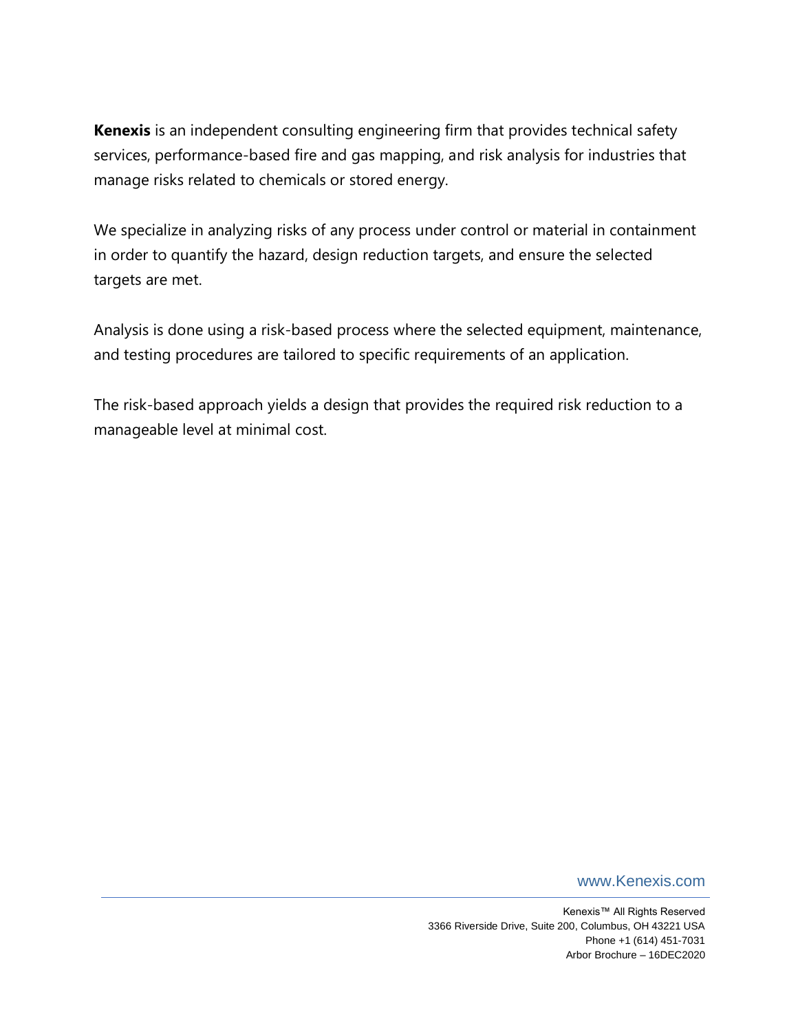**Kenexis** is an independent consulting engineering firm that provides technical safety services, performance-based fire and gas mapping, and risk analysis for industries that manage risks related to chemicals or stored energy.

We specialize in analyzing risks of any process under control or material in containment in order to quantify the hazard, design reduction targets, and ensure the selected targets are met.

Analysis is done using a risk-based process where the selected equipment, maintenance, and testing procedures are tailored to specific requirements of an application.

The risk-based approach yields a design that provides the required risk reduction to a manageable level at minimal cost.

www.Kenexis.com

Kenexis™ All Rights Reserved
3366 Riverside Drive, Suite 200, Columbus, OH 43221 USA
Phone +1 (614) 451-7031
Arbor Brochure – 16DEC2020